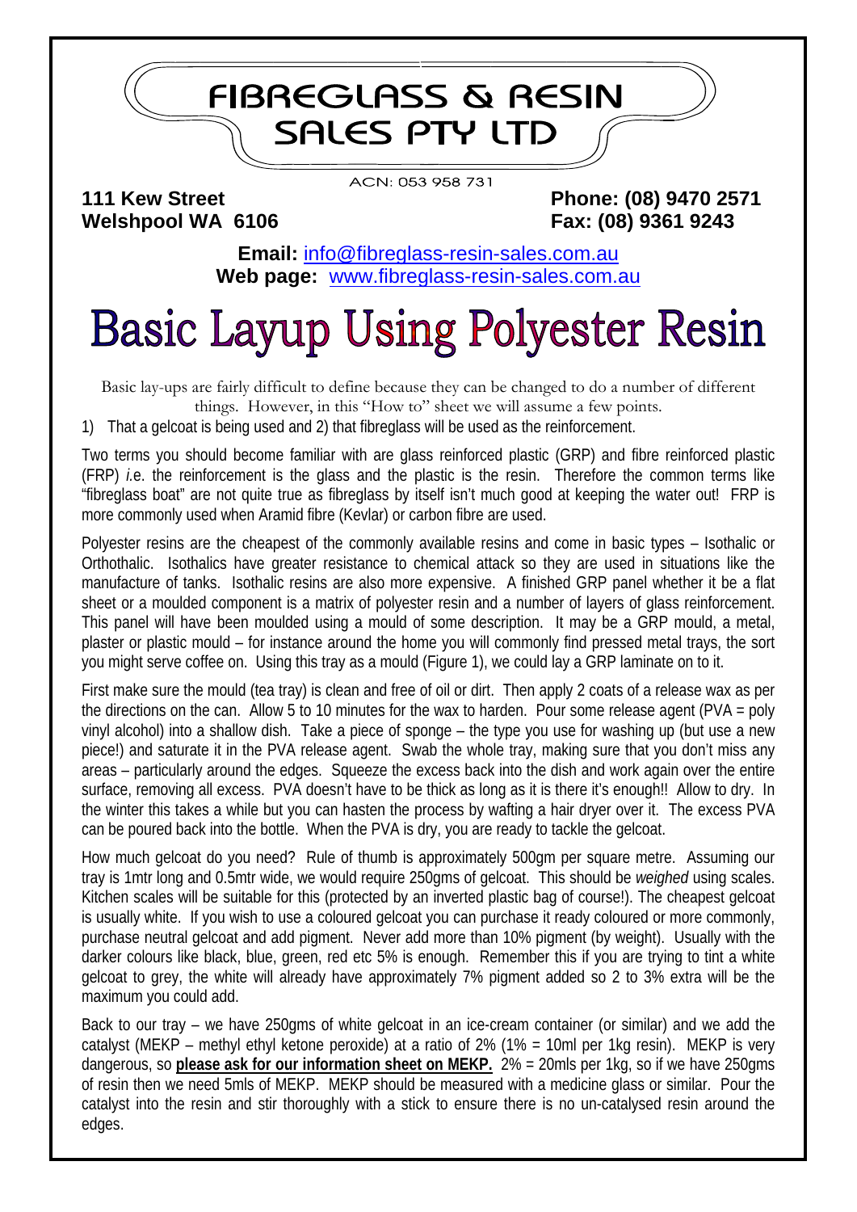# FIBREGLASS & RESIN SALES PTY LTD

ACN: 053 958 731

**111 Kew Street**
**Welshpool WA 6106**

**Phone: (08) 9470 2571**
**Fax: (08) 9361 9243**

**Email:** info@fibreglass-resin-sales.com.au
**Web page:** www.fibreglass-resin-sales.com.au

# Basic Layup Using Polyester Resin

Basic lay-ups are fairly difficult to define because they can be changed to do a number of different things. However, in this "How to" sheet we will assume a few points.

1) That a gelcoat is being used and 2) that fibreglass will be used as the reinforcement.

Two terms you should become familiar with are glass reinforced plastic (GRP) and fibre reinforced plastic (FRP) *i.*e. the reinforcement is the glass and the plastic is the resin. Therefore the common terms like "fibreglass boat" are not quite true as fibreglass by itself isn't much good at keeping the water out! FRP is more commonly used when Aramid fibre (Kevlar) or carbon fibre are used.

Polyester resins are the cheapest of the commonly available resins and come in basic types – Isothalic or Orthothalic. Isothalics have greater resistance to chemical attack so they are used in situations like the manufacture of tanks. Isothalic resins are also more expensive. A finished GRP panel whether it be a flat sheet or a moulded component is a matrix of polyester resin and a number of layers of glass reinforcement. This panel will have been moulded using a mould of some description. It may be a GRP mould, a metal, plaster or plastic mould – for instance around the home you will commonly find pressed metal trays, the sort you might serve coffee on. Using this tray as a mould (Figure 1), we could lay a GRP laminate on to it.

First make sure the mould (tea tray) is clean and free of oil or dirt. Then apply 2 coats of a release wax as per the directions on the can. Allow 5 to 10 minutes for the wax to harden. Pour some release agent (PVA = poly vinyl alcohol) into a shallow dish. Take a piece of sponge – the type you use for washing up (but use a new piece!) and saturate it in the PVA release agent. Swab the whole tray, making sure that you don't miss any areas – particularly around the edges. Squeeze the excess back into the dish and work again over the entire surface, removing all excess. PVA doesn't have to be thick as long as it is there it's enough!! Allow to dry. In the winter this takes a while but you can hasten the process by wafting a hair dryer over it. The excess PVA can be poured back into the bottle. When the PVA is dry, you are ready to tackle the gelcoat.

How much gelcoat do you need? Rule of thumb is approximately 500gm per square metre. Assuming our tray is 1mtr long and 0.5mtr wide, we would require 250gms of gelcoat. This should be *weighed* using scales. Kitchen scales will be suitable for this (protected by an inverted plastic bag of course!). The cheapest gelcoat is usually white. If you wish to use a coloured gelcoat you can purchase it ready coloured or more commonly, purchase neutral gelcoat and add pigment. Never add more than 10% pigment (by weight). Usually with the darker colours like black, blue, green, red etc 5% is enough. Remember this if you are trying to tint a white gelcoat to grey, the white will already have approximately 7% pigment added so 2 to 3% extra will be the maximum you could add.

Back to our tray – we have 250gms of white gelcoat in an ice-cream container (or similar) and we add the catalyst (MEKP – methyl ethyl ketone peroxide) at a ratio of 2% (1% = 10ml per 1kg resin). MEKP is very dangerous, so **please ask for our information sheet on MEKP.** 2% = 20mls per 1kg, so if we have 250gms of resin then we need 5mls of MEKP. MEKP should be measured with a medicine glass or similar. Pour the catalyst into the resin and stir thoroughly with a stick to ensure there is no un-catalysed resin around the edges.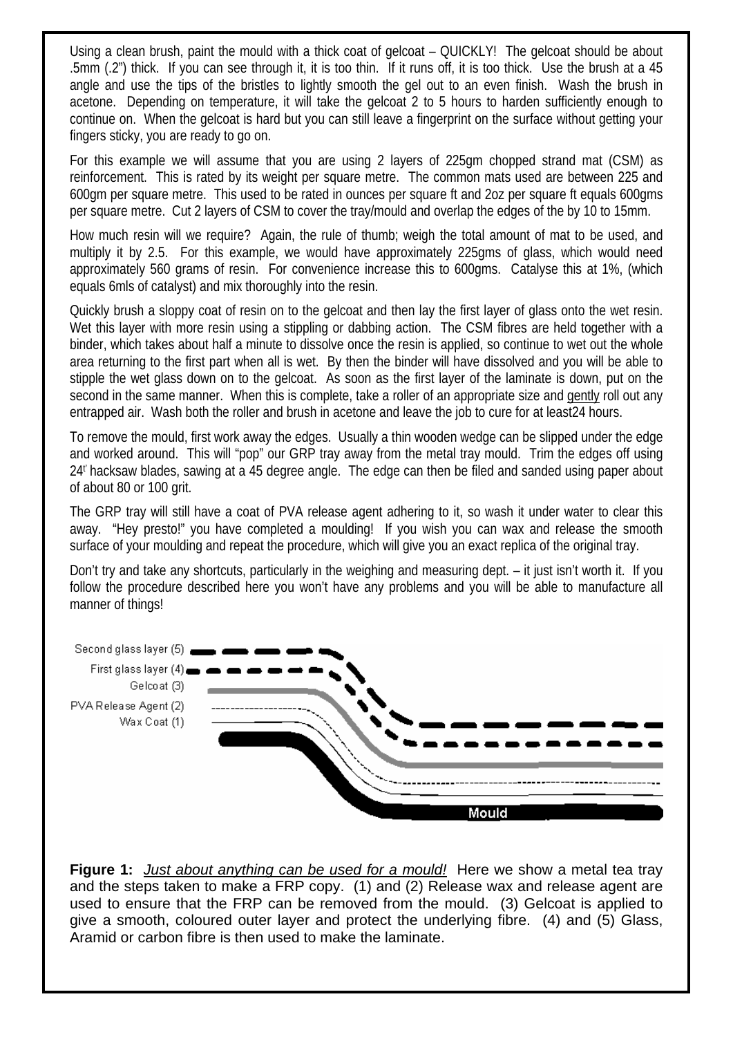Using a clean brush, paint the mould with a thick coat of gelcoat – QUICKLY! The gelcoat should be about .5mm (.2") thick. If you can see through it, it is too thin. If it runs off, it is too thick. Use the brush at a 45 angle and use the tips of the bristles to lightly smooth the gel out to an even finish. Wash the brush in acetone. Depending on temperature, it will take the gelcoat 2 to 5 hours to harden sufficiently enough to continue on. When the gelcoat is hard but you can still leave a fingerprint on the surface without getting your fingers sticky, you are ready to go on.

For this example we will assume that you are using 2 layers of 225gm chopped strand mat (CSM) as reinforcement. This is rated by its weight per square metre. The common mats used are between 225 and 600gm per square metre. This used to be rated in ounces per square ft and 2oz per square ft equals 600gms per square metre. Cut 2 layers of CSM to cover the tray/mould and overlap the edges of the by 10 to 15mm.

How much resin will we require? Again, the rule of thumb; weigh the total amount of mat to be used, and multiply it by 2.5. For this example, we would have approximately 225gms of glass, which would need approximately 560 grams of resin. For convenience increase this to 600gms. Catalyse this at 1%, (which equals 6mls of catalyst) and mix thoroughly into the resin.

Quickly brush a sloppy coat of resin on to the gelcoat and then lay the first layer of glass onto the wet resin. Wet this layer with more resin using a stippling or dabbing action. The CSM fibres are held together with a binder, which takes about half a minute to dissolve once the resin is applied, so continue to wet out the whole area returning to the first part when all is wet. By then the binder will have dissolved and you will be able to stipple the wet glass down on to the gelcoat. As soon as the first layer of the laminate is down, put on the second in the same manner. When this is complete, take a roller of an appropriate size and gently roll out any entrapped air. Wash both the roller and brush in acetone and leave the job to cure for at least24 hours.

To remove the mould, first work away the edges. Usually a thin wooden wedge can be slipped under the edge and worked around. This will "pop" our GRP tray away from the metal tray mould. Trim the edges off using 24t hacksaw blades, sawing at a 45 degree angle. The edge can then be filed and sanded using paper about of about 80 or 100 grit.

The GRP tray will still have a coat of PVA release agent adhering to it, so wash it under water to clear this away. "Hey presto!" you have completed a moulding! If you wish you can wax and release the smooth surface of your moulding and repeat the procedure, which will give you an exact replica of the original tray.

Don't try and take any shortcuts, particularly in the weighing and measuring dept. – it just isn't worth it. If you follow the procedure described here you won't have any problems and you will be able to manufacture all manner of things!

Second glass layer (5)
First glass layer (4)
Gelcoat (3)
PVA Release Agent (2)
Wax Coat (1)
Mould

**Figure 1:** *Just about anything can be used for a mould!* Here we show a metal tea tray and the steps taken to make a FRP copy. (1) and (2) Release wax and release agent are used to ensure that the FRP can be removed from the mould. (3) Gelcoat is applied to give a smooth, coloured outer layer and protect the underlying fibre. (4) and (5) Glass, Aramid or carbon fibre is then used to make the laminate.